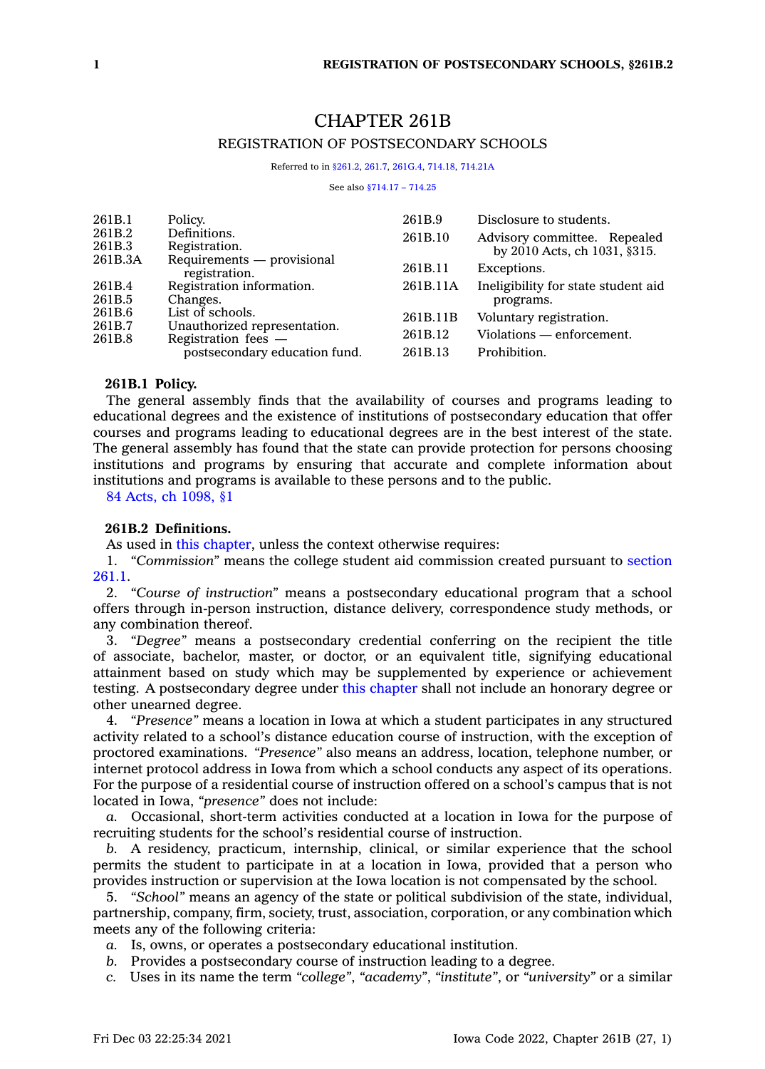# CHAPTER 261B

## REGISTRATION OF POSTSECONDARY SCHOOLS

Referred to in §261.2, 261.7, 261G.4, 714.18, 714.21A

See also §714.17 – 714.25

| | | | |
|---|---|---|---|
| 261B.1 | Policy. | 261B.9 | Disclosure to students. |
| 261B.2 | Definitions. | 261B.10 | Advisory committee. Repealed by 2010 Acts, ch 1031, §315. |
| 261B.3 | Registration. | 261B.11 | Exceptions. |
| 261B.3A | Requirements — provisional registration. | 261B.11A | Ineligibility for state student aid programs. |
| 261B.4 | Registration information. | 261B.11B | Voluntary registration. |
| 261B.5 | Changes. | 261B.12 | Violations — enforcement. |
| 261B.6 | List of schools. | 261B.13 | Prohibition. |
| 261B.7 | Unauthorized representation. | | |
| 261B.8 | Registration fees — postsecondary education fund. | | |

**261B.1 Policy.**

The general assembly finds that the availability of courses and programs leading to educational degrees and the existence of institutions of postsecondary education that offer courses and programs leading to educational degrees are in the best interest of the state. The general assembly has found that the state can provide protection for persons choosing institutions and programs by ensuring that accurate and complete information about institutions and programs is available to these persons and to the public.

84 Acts, ch 1098, §1

**261B.2 Definitions.**

As used in this chapter, unless the context otherwise requires:

1. *"Commission"* means the college student aid commission created pursuant to section 261.1.

2. *"Course of instruction"* means a postsecondary educational program that a school offers through in-person instruction, distance delivery, correspondence study methods, or any combination thereof.

3. *"Degree"* means a postsecondary credential conferring on the recipient the title of associate, bachelor, master, or doctor, or an equivalent title, signifying educational attainment based on study which may be supplemented by experience or achievement testing. A postsecondary degree under this chapter shall not include an honorary degree or other unearned degree.

4. *"Presence"* means a location in Iowa at which a student participates in any structured activity related to a school's distance education course of instruction, with the exception of proctored examinations. *"Presence"* also means an address, location, telephone number, or internet protocol address in Iowa from which a school conducts any aspect of its operations. For the purpose of a residential course of instruction offered on a school's campus that is not located in Iowa, *"presence"* does not include:

*a.* Occasional, short-term activities conducted at a location in Iowa for the purpose of recruiting students for the school's residential course of instruction.

*b.* A residency, practicum, internship, clinical, or similar experience that the school permits the student to participate in at a location in Iowa, provided that a person who provides instruction or supervision at the Iowa location is not compensated by the school.

5. *"School"* means an agency of the state or political subdivision of the state, individual, partnership, company, firm, society, trust, association, corporation, or any combination which meets any of the following criteria:

*a.* Is, owns, or operates a postsecondary educational institution.

*b.* Provides a postsecondary course of instruction leading to a degree.

*c.* Uses in its name the term *"college"*, *"academy"*, *"institute"*, or *"university"* or a similar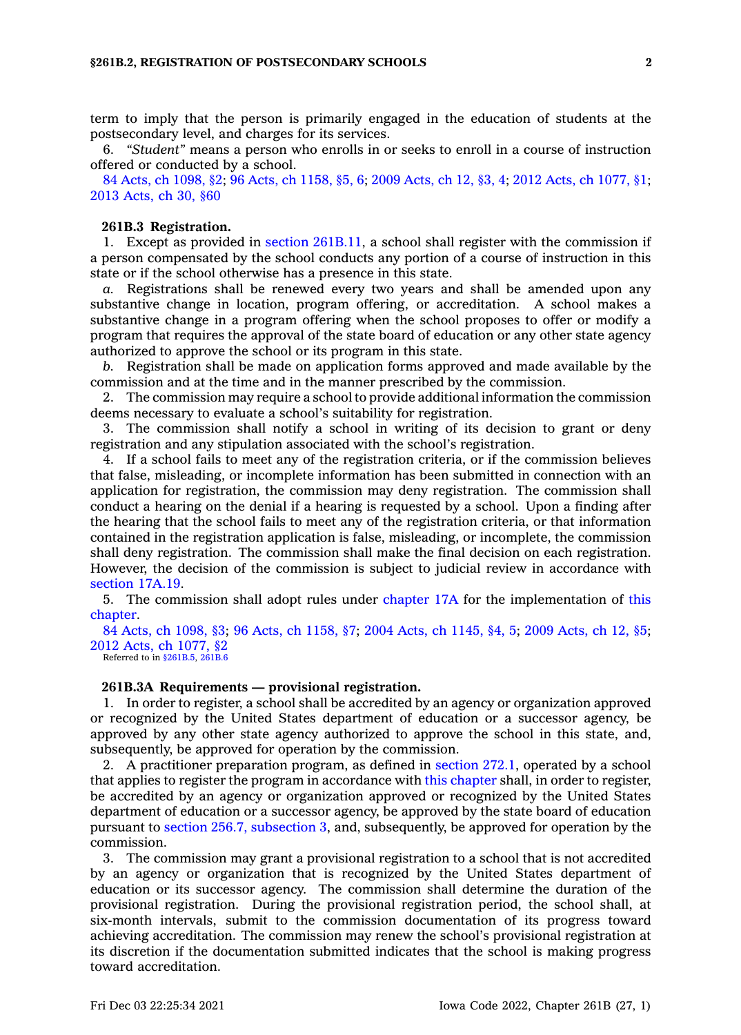term to imply that the person is primarily engaged in the education of students at the postsecondary level, and charges for its services.

6. *"Student"* means a person who enrolls in or seeks to enroll in a course of instruction offered or conducted by a school.

84 Acts, ch 1098, §2; 96 Acts, ch 1158, §5, 6; 2009 Acts, ch 12, §3, 4; 2012 Acts, ch 1077, §1; 2013 Acts, ch 30, §60

**261B.3 Registration.**

1. Except as provided in section 261B.11, a school shall register with the commission if a person compensated by the school conducts any portion of a course of instruction in this state or if the school otherwise has a presence in this state.

*a.* Registrations shall be renewed every two years and shall be amended upon any substantive change in location, program offering, or accreditation. A school makes a substantive change in a program offering when the school proposes to offer or modify a program that requires the approval of the state board of education or any other state agency authorized to approve the school or its program in this state.

*b.* Registration shall be made on application forms approved and made available by the commission and at the time and in the manner prescribed by the commission.

2. The commission may require a school to provide additional information the commission deems necessary to evaluate a school's suitability for registration.

3. The commission shall notify a school in writing of its decision to grant or deny registration and any stipulation associated with the school's registration.

4. If a school fails to meet any of the registration criteria, or if the commission believes that false, misleading, or incomplete information has been submitted in connection with an application for registration, the commission may deny registration. The commission shall conduct a hearing on the denial if a hearing is requested by a school. Upon a finding after the hearing that the school fails to meet any of the registration criteria, or that information contained in the registration application is false, misleading, or incomplete, the commission shall deny registration. The commission shall make the final decision on each registration. However, the decision of the commission is subject to judicial review in accordance with section 17A.19.

5. The commission shall adopt rules under chapter 17A for the implementation of this chapter.

84 Acts, ch 1098, §3; 96 Acts, ch 1158, §7; 2004 Acts, ch 1145, §4, 5; 2009 Acts, ch 12, §5; 2012 Acts, ch 1077, §2

Referred to in §261B.5, 261B.6

**261B.3A Requirements — provisional registration.**

1. In order to register, a school shall be accredited by an agency or organization approved or recognized by the United States department of education or a successor agency, be approved by any other state agency authorized to approve the school in this state, and, subsequently, be approved for operation by the commission.

2. A practitioner preparation program, as defined in section 272.1, operated by a school that applies to register the program in accordance with this chapter shall, in order to register, be accredited by an agency or organization approved or recognized by the United States department of education or a successor agency, be approved by the state board of education pursuant to section 256.7, subsection 3, and, subsequently, be approved for operation by the commission.

3. The commission may grant a provisional registration to a school that is not accredited by an agency or organization that is recognized by the United States department of education or its successor agency. The commission shall determine the duration of the provisional registration. During the provisional registration period, the school shall, at six-month intervals, submit to the commission documentation of its progress toward achieving accreditation. The commission may renew the school's provisional registration at its discretion if the documentation submitted indicates that the school is making progress toward accreditation.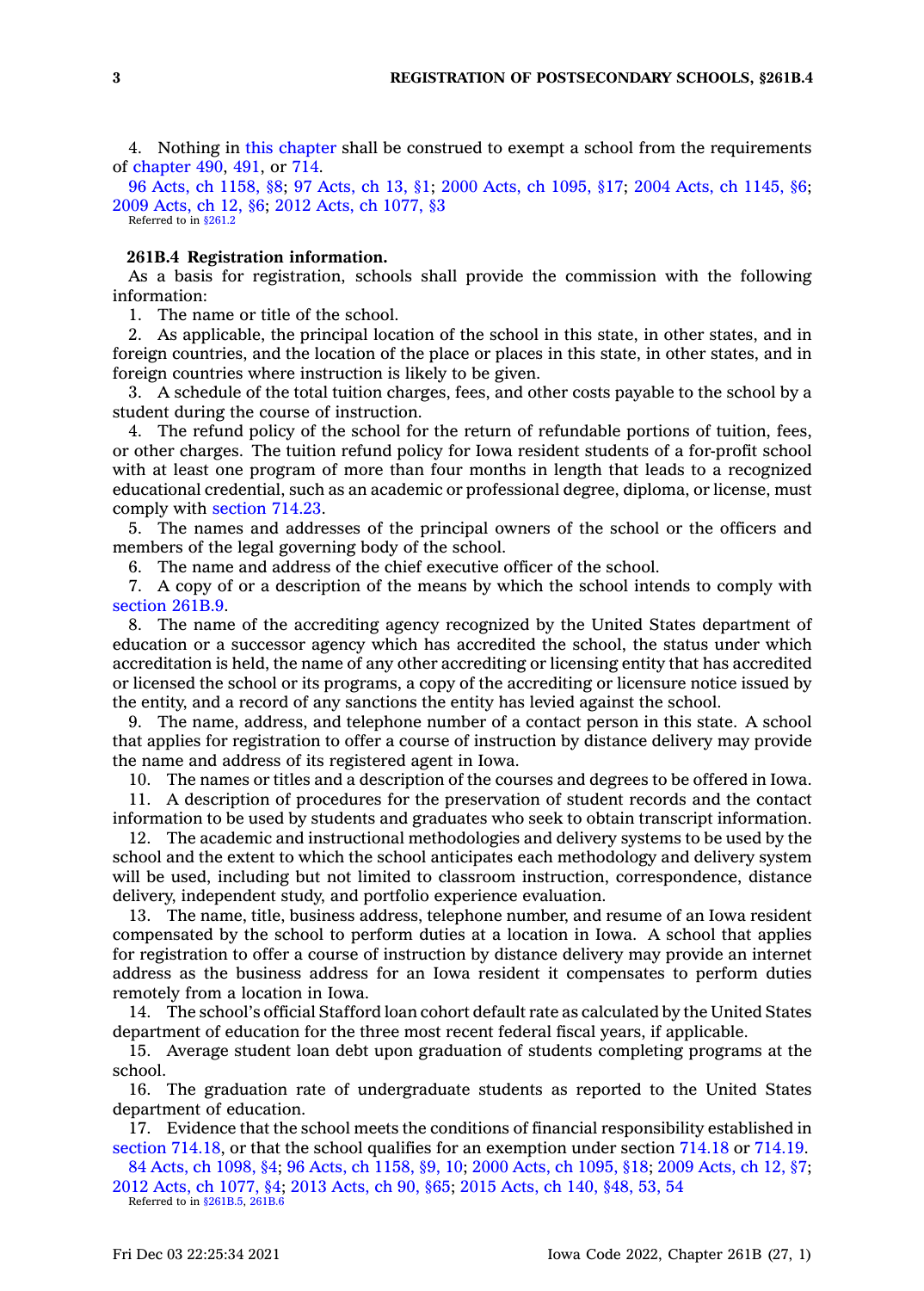4. Nothing in this chapter shall be construed to exempt a school from the requirements of chapter 490, 491, or 714.

96 Acts, ch 1158, §8; 97 Acts, ch 13, §1; 2000 Acts, ch 1095, §17; 2004 Acts, ch 1145, §6; 2009 Acts, ch 12, §6; 2012 Acts, ch 1077, §3

Referred to in §261.2

**261B.4 Registration information.**

As a basis for registration, schools shall provide the commission with the following information:

1. The name or title of the school.

2. As applicable, the principal location of the school in this state, in other states, and in foreign countries, and the location of the place or places in this state, in other states, and in foreign countries where instruction is likely to be given.

3. A schedule of the total tuition charges, fees, and other costs payable to the school by a student during the course of instruction.

4. The refund policy of the school for the return of refundable portions of tuition, fees, or other charges. The tuition refund policy for Iowa resident students of a for-profit school with at least one program of more than four months in length that leads to a recognized educational credential, such as an academic or professional degree, diploma, or license, must comply with section 714.23.

5. The names and addresses of the principal owners of the school or the officers and members of the legal governing body of the school.

6. The name and address of the chief executive officer of the school.

7. A copy of or a description of the means by which the school intends to comply with section 261B.9.

8. The name of the accrediting agency recognized by the United States department of education or a successor agency which has accredited the school, the status under which accreditation is held, the name of any other accrediting or licensing entity that has accredited or licensed the school or its programs, a copy of the accrediting or licensure notice issued by the entity, and a record of any sanctions the entity has levied against the school.

9. The name, address, and telephone number of a contact person in this state. A school that applies for registration to offer a course of instruction by distance delivery may provide the name and address of its registered agent in Iowa.

10. The names or titles and a description of the courses and degrees to be offered in Iowa.

11. A description of procedures for the preservation of student records and the contact information to be used by students and graduates who seek to obtain transcript information.

12. The academic and instructional methodologies and delivery systems to be used by the school and the extent to which the school anticipates each methodology and delivery system will be used, including but not limited to classroom instruction, correspondence, distance delivery, independent study, and portfolio experience evaluation.

13. The name, title, business address, telephone number, and resume of an Iowa resident compensated by the school to perform duties at a location in Iowa. A school that applies for registration to offer a course of instruction by distance delivery may provide an internet address as the business address for an Iowa resident it compensates to perform duties remotely from a location in Iowa.

14. The school's official Stafford loan cohort default rate as calculated by the United States department of education for the three most recent federal fiscal years, if applicable.

15. Average student loan debt upon graduation of students completing programs at the school.

16. The graduation rate of undergraduate students as reported to the United States department of education.

17. Evidence that the school meets the conditions of financial responsibility established in section 714.18, or that the school qualifies for an exemption under section 714.18 or 714.19.

84 Acts, ch 1098, §4; 96 Acts, ch 1158, §9, 10; 2000 Acts, ch 1095, §18; 2009 Acts, ch 12, §7; 2012 Acts, ch 1077, §4; 2013 Acts, ch 90, §65; 2015 Acts, ch 140, §48, 53, 54

Referred to in §261B.5, 261B.6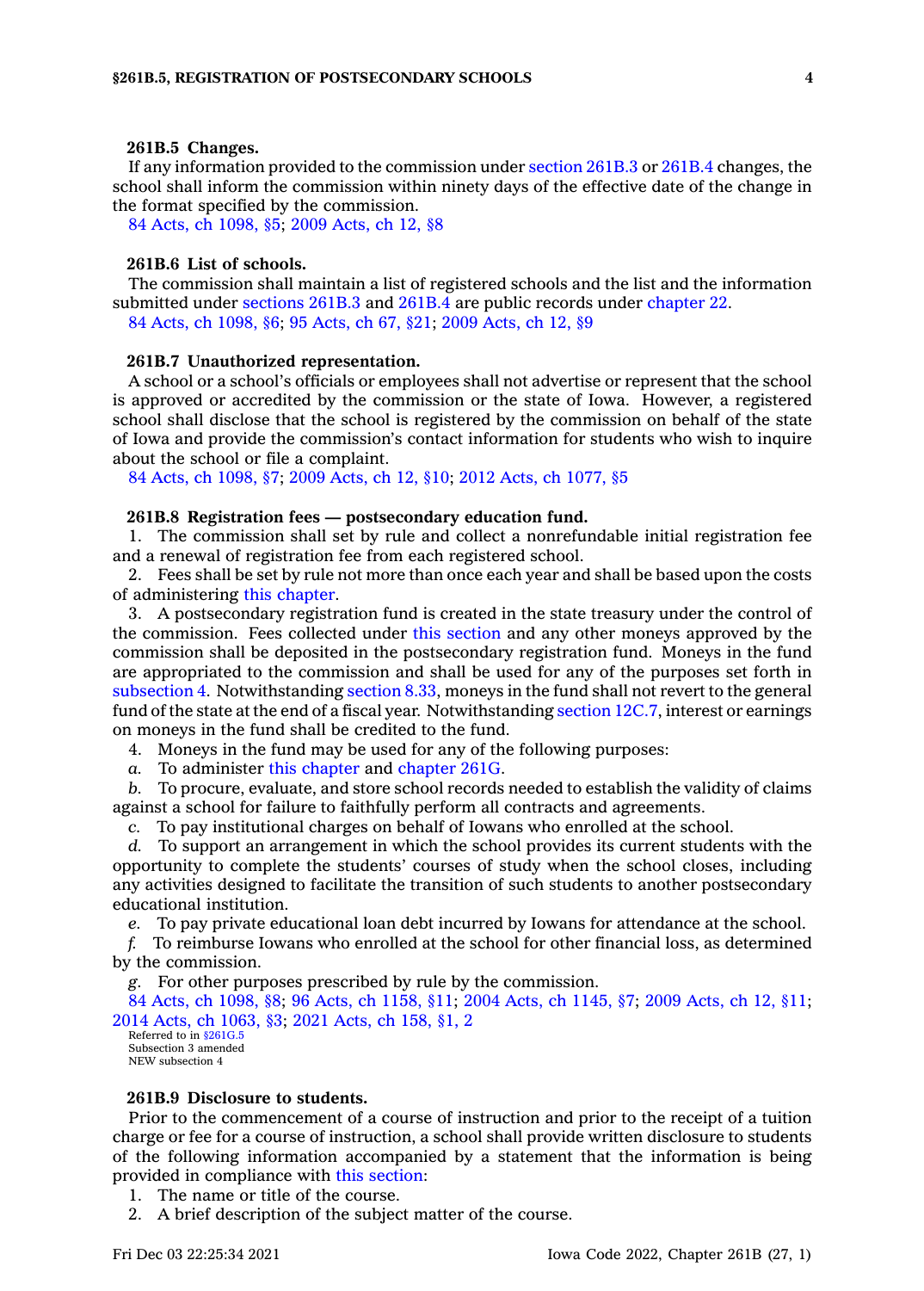### 261B.5 Changes.

If any information provided to the commission under section 261B.3 or 261B.4 changes, the school shall inform the commission within ninety days of the effective date of the change in the format specified by the commission.

84 Acts, ch 1098, §5; 2009 Acts, ch 12, §8

### 261B.6 List of schools.

The commission shall maintain a list of registered schools and the list and the information submitted under sections 261B.3 and 261B.4 are public records under chapter 22.

84 Acts, ch 1098, §6; 95 Acts, ch 67, §21; 2009 Acts, ch 12, §9

### 261B.7 Unauthorized representation.

A school or a school's officials or employees shall not advertise or represent that the school is approved or accredited by the commission or the state of Iowa. However, a registered school shall disclose that the school is registered by the commission on behalf of the state of Iowa and provide the commission's contact information for students who wish to inquire about the school or file a complaint.

84 Acts, ch 1098, §7; 2009 Acts, ch 12, §10; 2012 Acts, ch 1077, §5

### 261B.8 Registration fees — postsecondary education fund.

1. The commission shall set by rule and collect a nonrefundable initial registration fee and a renewal of registration fee from each registered school.

2. Fees shall be set by rule not more than once each year and shall be based upon the costs of administering this chapter.

3. A postsecondary registration fund is created in the state treasury under the control of the commission. Fees collected under this section and any other moneys approved by the commission shall be deposited in the postsecondary registration fund. Moneys in the fund are appropriated to the commission and shall be used for any of the purposes set forth in subsection 4. Notwithstanding section 8.33, moneys in the fund shall not revert to the general fund of the state at the end of a fiscal year. Notwithstanding section 12C.7, interest or earnings on moneys in the fund shall be credited to the fund.

4. Moneys in the fund may be used for any of the following purposes:

*a.* To administer this chapter and chapter 261G.

*b.* To procure, evaluate, and store school records needed to establish the validity of claims against a school for failure to faithfully perform all contracts and agreements.

*c.* To pay institutional charges on behalf of Iowans who enrolled at the school.

*d.* To support an arrangement in which the school provides its current students with the opportunity to complete the students' courses of study when the school closes, including any activities designed to facilitate the transition of such students to another postsecondary educational institution.

*e.* To pay private educational loan debt incurred by Iowans for attendance at the school.

*f.* To reimburse Iowans who enrolled at the school for other financial loss, as determined by the commission.

*g.* For other purposes prescribed by rule by the commission.

84 Acts, ch 1098, §8; 96 Acts, ch 1158, §11; 2004 Acts, ch 1145, §7; 2009 Acts, ch 12, §11; 2014 Acts, ch 1063, §3; 2021 Acts, ch 158, §1, 2

Referred to in §261G.5
Subsection 3 amended
NEW subsection 4

### 261B.9 Disclosure to students.

Prior to the commencement of a course of instruction and prior to the receipt of a tuition charge or fee for a course of instruction, a school shall provide written disclosure to students of the following information accompanied by a statement that the information is being provided in compliance with this section:

1. The name or title of the course.

2. A brief description of the subject matter of the course.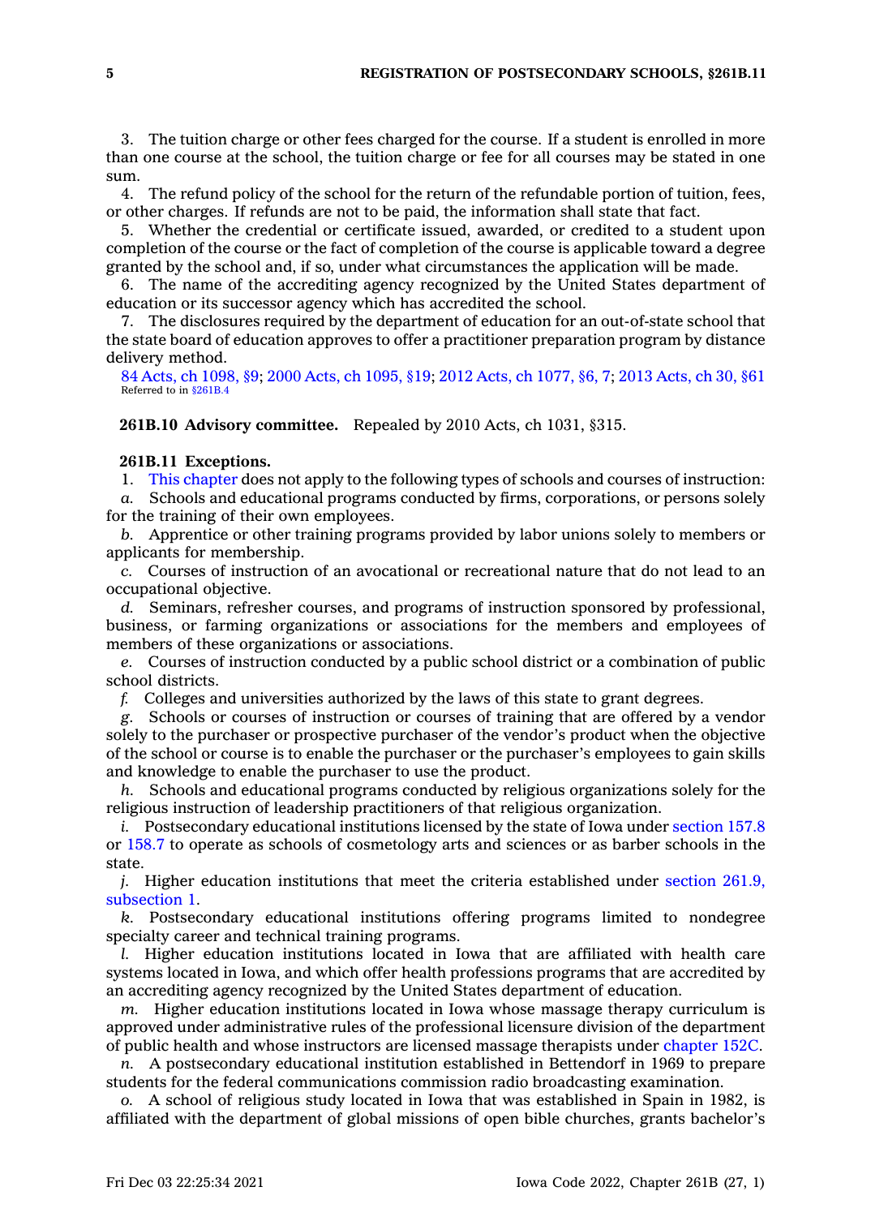3. The tuition charge or other fees charged for the course. If a student is enrolled in more than one course at the school, the tuition charge or fee for all courses may be stated in one sum.

4. The refund policy of the school for the return of the refundable portion of tuition, fees, or other charges. If refunds are not to be paid, the information shall state that fact.

5. Whether the credential or certificate issued, awarded, or credited to a student upon completion of the course or the fact of completion of the course is applicable toward a degree granted by the school and, if so, under what circumstances the application will be made.

6. The name of the accrediting agency recognized by the United States department of education or its successor agency which has accredited the school.

7. The disclosures required by the department of education for an out-of-state school that the state board of education approves to offer a practitioner preparation program by distance delivery method.

84 Acts, ch 1098, §9; 2000 Acts, ch 1095, §19; 2012 Acts, ch 1077, §6, 7; 2013 Acts, ch 30, §61
Referred to in §261B.4

**261B.10 Advisory committee.** Repealed by 2010 Acts, ch 1031, §315.

**261B.11 Exceptions.**

1. This chapter does not apply to the following types of schools and courses of instruction:

*a.* Schools and educational programs conducted by firms, corporations, or persons solely for the training of their own employees.

*b.* Apprentice or other training programs provided by labor unions solely to members or applicants for membership.

*c.* Courses of instruction of an avocational or recreational nature that do not lead to an occupational objective.

*d.* Seminars, refresher courses, and programs of instruction sponsored by professional, business, or farming organizations or associations for the members and employees of members of these organizations or associations.

*e.* Courses of instruction conducted by a public school district or a combination of public school districts.

*f.* Colleges and universities authorized by the laws of this state to grant degrees.

*g.* Schools or courses of instruction or courses of training that are offered by a vendor solely to the purchaser or prospective purchaser of the vendor's product when the objective of the school or course is to enable the purchaser or the purchaser's employees to gain skills and knowledge to enable the purchaser to use the product.

*h.* Schools and educational programs conducted by religious organizations solely for the religious instruction of leadership practitioners of that religious organization.

*i.* Postsecondary educational institutions licensed by the state of Iowa under section 157.8 or 158.7 to operate as schools of cosmetology arts and sciences or as barber schools in the state.

*j.* Higher education institutions that meet the criteria established under section 261.9, subsection 1.

*k.* Postsecondary educational institutions offering programs limited to nondegree specialty career and technical training programs.

*l.* Higher education institutions located in Iowa that are affiliated with health care systems located in Iowa, and which offer health professions programs that are accredited by an accrediting agency recognized by the United States department of education.

*m.* Higher education institutions located in Iowa whose massage therapy curriculum is approved under administrative rules of the professional licensure division of the department of public health and whose instructors are licensed massage therapists under chapter 152C.

*n.* A postsecondary educational institution established in Bettendorf in 1969 to prepare students for the federal communications commission radio broadcasting examination.

*o.* A school of religious study located in Iowa that was established in Spain in 1982, is affiliated with the department of global missions of open bible churches, grants bachelor's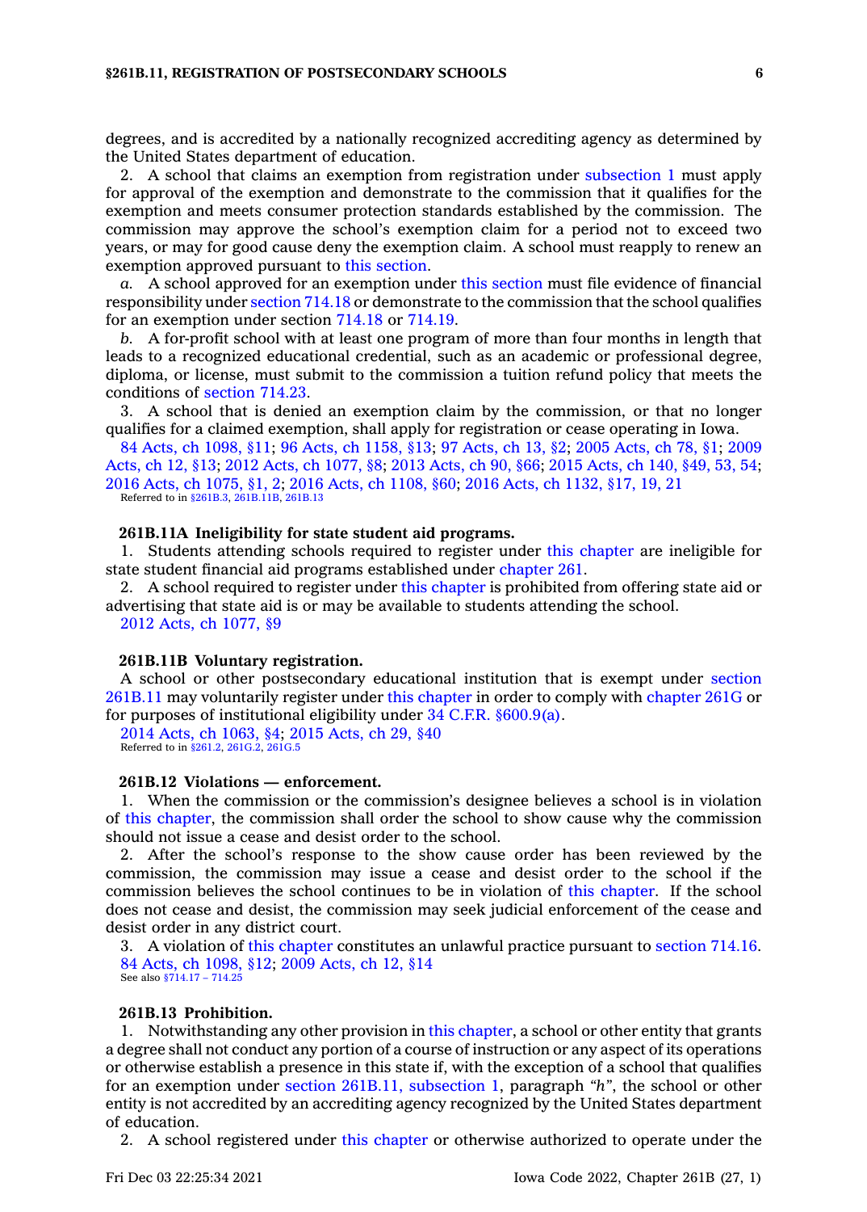degrees, and is accredited by a nationally recognized accrediting agency as determined by the United States department of education.

2. A school that claims an exemption from registration under subsection 1 must apply for approval of the exemption and demonstrate to the commission that it qualifies for the exemption and meets consumer protection standards established by the commission. The commission may approve the school's exemption claim for a period not to exceed two years, or may for good cause deny the exemption claim. A school must reapply to renew an exemption approved pursuant to this section.

*a.* A school approved for an exemption under this section must file evidence of financial responsibility under section 714.18 or demonstrate to the commission that the school qualifies for an exemption under section 714.18 or 714.19.

*b.* A for-profit school with at least one program of more than four months in length that leads to a recognized educational credential, such as an academic or professional degree, diploma, or license, must submit to the commission a tuition refund policy that meets the conditions of section 714.23.

3. A school that is denied an exemption claim by the commission, or that no longer qualifies for a claimed exemption, shall apply for registration or cease operating in Iowa.

84 Acts, ch 1098, §11; 96 Acts, ch 1158, §13; 97 Acts, ch 13, §2; 2005 Acts, ch 78, §1; 2009 Acts, ch 12, §13; 2012 Acts, ch 1077, §8; 2013 Acts, ch 90, §66; 2015 Acts, ch 140, §49, 53, 54; 2016 Acts, ch 1075, §1, 2; 2016 Acts, ch 1108, §60; 2016 Acts, ch 1132, §17, 19, 21

Referred to in §261B.3, 261B.11B, 261B.13

**261B.11A Ineligibility for state student aid programs.**

1. Students attending schools required to register under this chapter are ineligible for state student financial aid programs established under chapter 261.

2. A school required to register under this chapter is prohibited from offering state aid or advertising that state aid is or may be available to students attending the school.

2012 Acts, ch 1077, §9

**261B.11B Voluntary registration.**

A school or other postsecondary educational institution that is exempt under section 261B.11 may voluntarily register under this chapter in order to comply with chapter 261G or for purposes of institutional eligibility under 34 C.F.R. §600.9(a).

2014 Acts, ch 1063, §4; 2015 Acts, ch 29, §40

Referred to in §261.2, 261G.2, 261G.5

**261B.12 Violations — enforcement.**

1. When the commission or the commission's designee believes a school is in violation of this chapter, the commission shall order the school to show cause why the commission should not issue a cease and desist order to the school.

2. After the school's response to the show cause order has been reviewed by the commission, the commission may issue a cease and desist order to the school if the commission believes the school continues to be in violation of this chapter. If the school does not cease and desist, the commission may seek judicial enforcement of the cease and desist order in any district court.

3. A violation of this chapter constitutes an unlawful practice pursuant to section 714.16.

84 Acts, ch 1098, §12; 2009 Acts, ch 12, §14

See also §714.17 – 714.25

**261B.13 Prohibition.**

1. Notwithstanding any other provision in this chapter, a school or other entity that grants a degree shall not conduct any portion of a course of instruction or any aspect of its operations or otherwise establish a presence in this state if, with the exception of a school that qualifies for an exemption under section 261B.11, subsection 1, paragraph *"h"*, the school or other entity is not accredited by an accrediting agency recognized by the United States department of education.

2. A school registered under this chapter or otherwise authorized to operate under the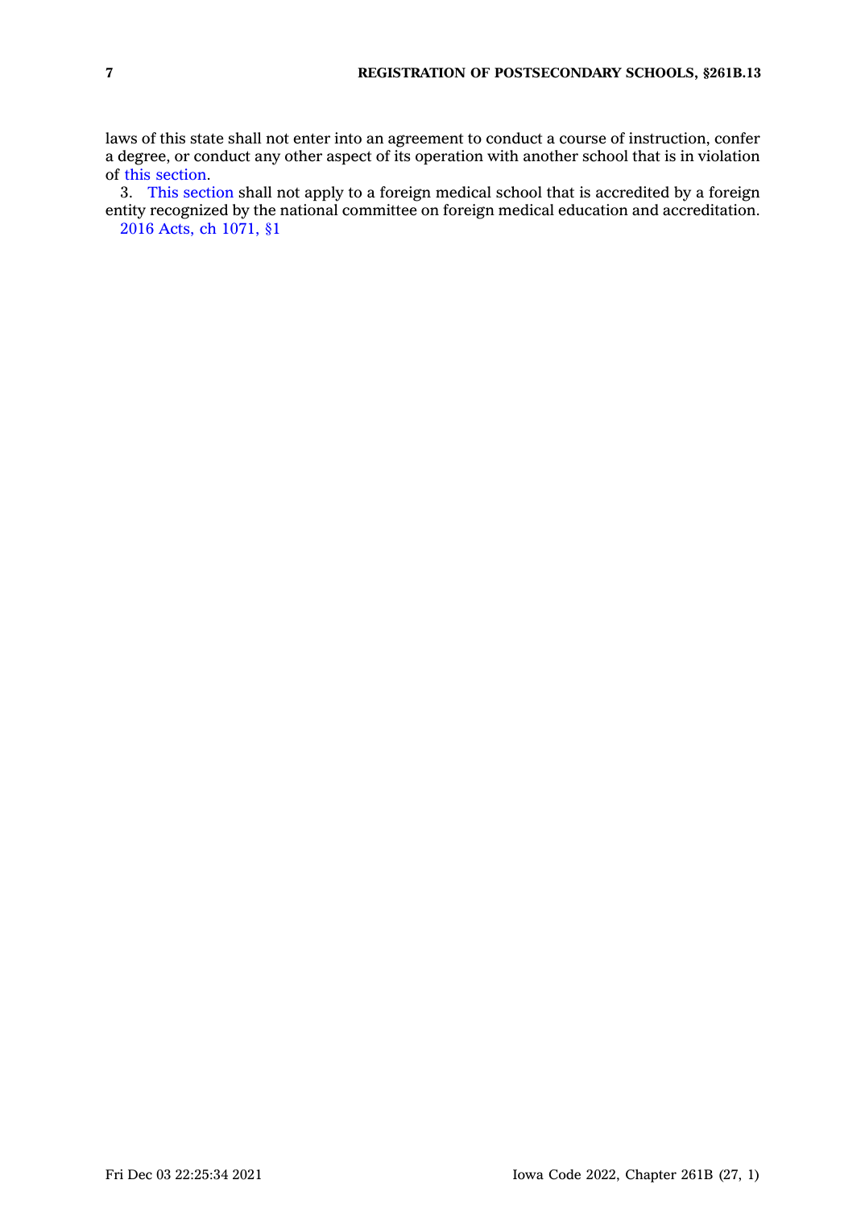laws of this state shall not enter into an agreement to conduct a course of instruction, confer a degree, or conduct any other aspect of its operation with another school that is in violation of this section.

3. This section shall not apply to a foreign medical school that is accredited by a foreign entity recognized by the national committee on foreign medical education and accreditation.

2016 Acts, ch 1071, §1